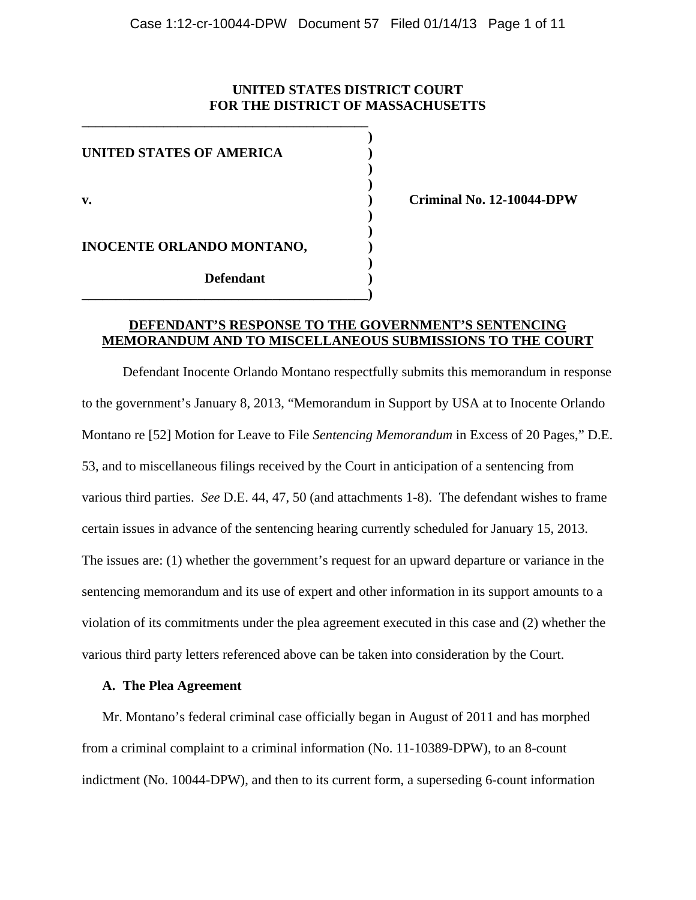**UNITED STATES DISTRICT COURT**
**FOR THE DISTRICT OF MASSACHUSETTS**

**UNITED STATES OF AMERICA**

**v.** **Criminal No. 12-10044-DPW**

**INOCENTE ORLANDO MONTANO,**

**Defendant**

**DEFENDANT'S RESPONSE TO THE GOVERNMENT'S SENTENCING MEMORANDUM AND TO MISCELLANEOUS SUBMISSIONS TO THE COURT**

Defendant Inocente Orlando Montano respectfully submits this memorandum in response to the government's January 8, 2013, "Memorandum in Support by USA at to Inocente Orlando Montano re [52] Motion for Leave to File *Sentencing Memorandum* in Excess of 20 Pages," D.E. 53, and to miscellaneous filings received by the Court in anticipation of a sentencing from various third parties. *See* D.E. 44, 47, 50 (and attachments 1-8). The defendant wishes to frame certain issues in advance of the sentencing hearing currently scheduled for January 15, 2013. The issues are: (1) whether the government's request for an upward departure or variance in the sentencing memorandum and its use of expert and other information in its support amounts to a violation of its commitments under the plea agreement executed in this case and (2) whether the various third party letters referenced above can be taken into consideration by the Court.

**A. The Plea Agreement**

Mr. Montano's federal criminal case officially began in August of 2011 and has morphed from a criminal complaint to a criminal information (No. 11-10389-DPW), to an 8-count indictment (No. 10044-DPW), and then to its current form, a superseding 6-count information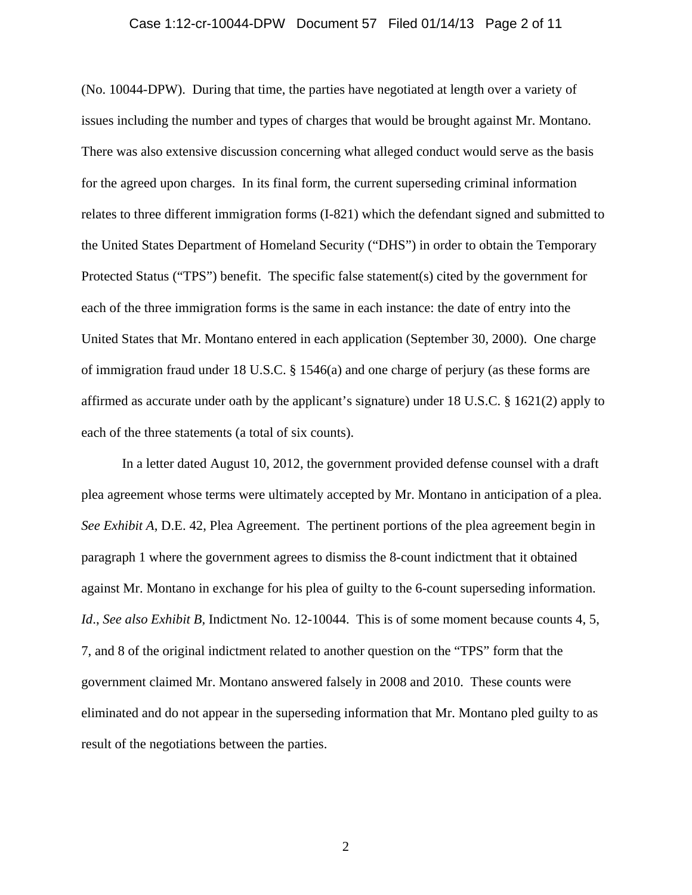(No. 10044-DPW). During that time, the parties have negotiated at length over a variety of issues including the number and types of charges that would be brought against Mr. Montano. There was also extensive discussion concerning what alleged conduct would serve as the basis for the agreed upon charges. In its final form, the current superseding criminal information relates to three different immigration forms (I-821) which the defendant signed and submitted to the United States Department of Homeland Security ("DHS") in order to obtain the Temporary Protected Status ("TPS") benefit. The specific false statement(s) cited by the government for each of the three immigration forms is the same in each instance: the date of entry into the United States that Mr. Montano entered in each application (September 30, 2000). One charge of immigration fraud under 18 U.S.C. § 1546(a) and one charge of perjury (as these forms are affirmed as accurate under oath by the applicant's signature) under 18 U.S.C. § 1621(2) apply to each of the three statements (a total of six counts).

In a letter dated August 10, 2012, the government provided defense counsel with a draft plea agreement whose terms were ultimately accepted by Mr. Montano in anticipation of a plea. *See Exhibit A*, D.E. 42, Plea Agreement. The pertinent portions of the plea agreement begin in paragraph 1 where the government agrees to dismiss the 8-count indictment that it obtained against Mr. Montano in exchange for his plea of guilty to the 6-count superseding information. *Id*., *See also Exhibit B*, Indictment No. 12-10044. This is of some moment because counts 4, 5, 7, and 8 of the original indictment related to another question on the "TPS" form that the government claimed Mr. Montano answered falsely in 2008 and 2010. These counts were eliminated and do not appear in the superseding information that Mr. Montano pled guilty to as result of the negotiations between the parties.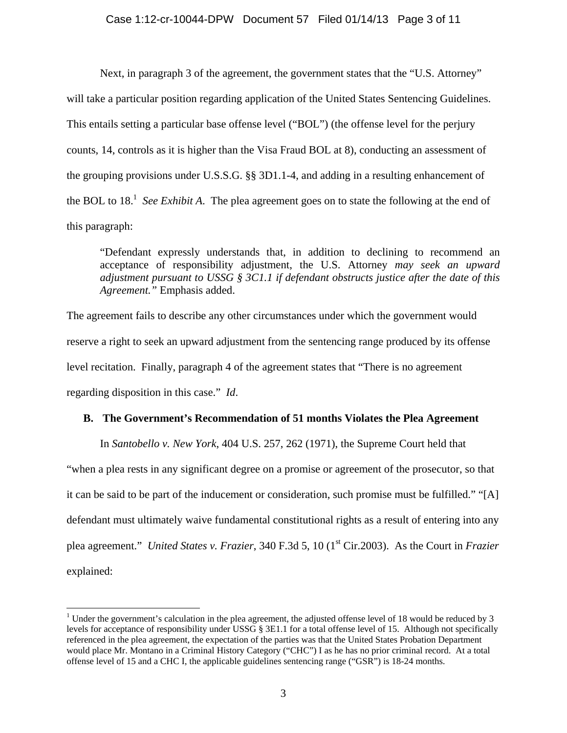Next, in paragraph 3 of the agreement, the government states that the "U.S. Attorney" will take a particular position regarding application of the United States Sentencing Guidelines. This entails setting a particular base offense level ("BOL") (the offense level for the perjury counts, 14, controls as it is higher than the Visa Fraud BOL at 8), conducting an assessment of the grouping provisions under U.S.S.G. §§ 3D1.1-4, and adding in a resulting enhancement of the BOL to 18.[1] *See Exhibit A.* The plea agreement goes on to state the following at the end of this paragraph:

> "Defendant expressly understands that, in addition to declining to recommend an acceptance of responsibility adjustment, the U.S. Attorney *may seek an upward adjustment pursuant to USSG § 3C1.1 if defendant obstructs justice after the date of this Agreement."* Emphasis added.

The agreement fails to describe any other circumstances under which the government would reserve a right to seek an upward adjustment from the sentencing range produced by its offense level recitation. Finally, paragraph 4 of the agreement states that "There is no agreement regarding disposition in this case." *Id*.

### B. The Government's Recommendation of 51 months Violates the Plea Agreement

In *Santobello v. New York*, 404 U.S. 257, 262 (1971), the Supreme Court held that "when a plea rests in any significant degree on a promise or agreement of the prosecutor, so that it can be said to be part of the inducement or consideration, such promise must be fulfilled." "[A] defendant must ultimately waive fundamental constitutional rights as a result of entering into any plea agreement." *United States v. Frazier*, 340 F.3d 5, 10 (1st Cir.2003). As the Court in *Frazier* explained:

---

[1] Under the government's calculation in the plea agreement, the adjusted offense level of 18 would be reduced by 3 levels for acceptance of responsibility under USSG § 3E1.1 for a total offense level of 15. Although not specifically referenced in the plea agreement, the expectation of the parties was that the United States Probation Department would place Mr. Montano in a Criminal History Category ("CHC") I as he has no prior criminal record. At a total offense level of 15 and a CHC I, the applicable guidelines sentencing range ("GSR") is 18-24 months.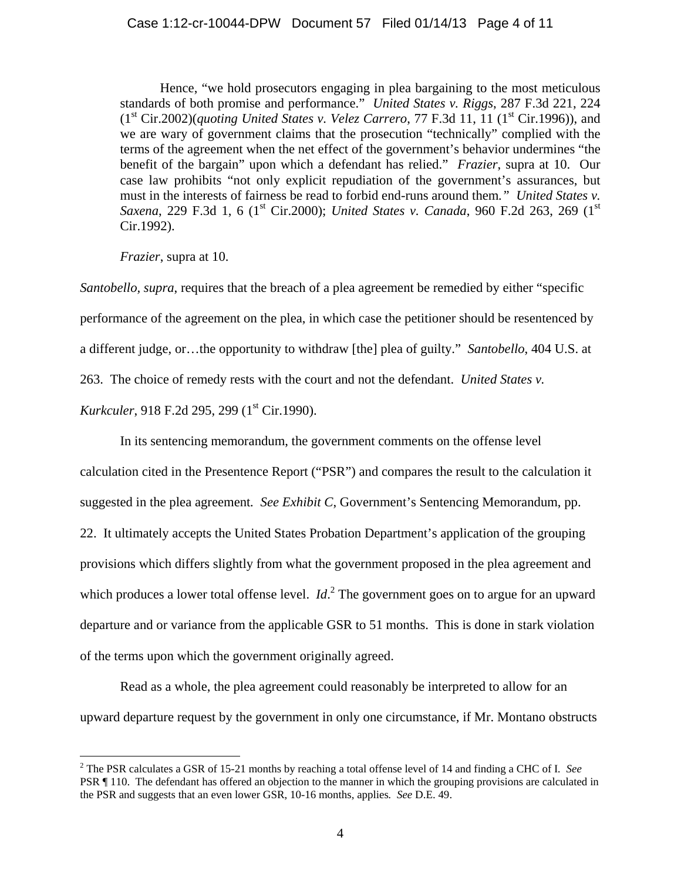> Hence, "we hold prosecutors engaging in plea bargaining to the most meticulous standards of both promise and performance." *United States v. Riggs*, 287 F.3d 221, 224 (1st Cir.2002)(*quoting United States v. Velez Carrero*, 77 F.3d 11, 11 (1st Cir.1996)), and we are wary of government claims that the prosecution "technically" complied with the terms of the agreement when the net effect of the government's behavior undermines "the benefit of the bargain" upon which a defendant has relied." *Frazier*, supra at 10. Our case law prohibits "not only explicit repudiation of the government's assurances, but must in the interests of fairness be read to forbid end-runs around them*." United States v. Saxena*, 229 F.3d 1, 6 (1st Cir.2000); *United States v. Canada*, 960 F.2d 263, 269 (1st Cir.1992).
>
> *Frazier*, supra at 10.

*Santobello, supra*, requires that the breach of a plea agreement be remedied by either "specific performance of the agreement on the plea, in which case the petitioner should be resentenced by a different judge, or…the opportunity to withdraw [the] plea of guilty." *Santobello*, 404 U.S. at 263. The choice of remedy rests with the court and not the defendant. *United States v. Kurkculer*, 918 F.2d 295, 299 (1st Cir.1990).

In its sentencing memorandum, the government comments on the offense level calculation cited in the Presentence Report ("PSR") and compares the result to the calculation it suggested in the plea agreement*. See Exhibit C*, Government's Sentencing Memorandum, pp. 22. It ultimately accepts the United States Probation Department's application of the grouping provisions which differs slightly from what the government proposed in the plea agreement and which produces a lower total offense level. *Id*.[2] The government goes on to argue for an upward departure and or variance from the applicable GSR to 51 months. This is done in stark violation of the terms upon which the government originally agreed.

Read as a whole, the plea agreement could reasonably be interpreted to allow for an upward departure request by the government in only one circumstance, if Mr. Montano obstructs

[2] The PSR calculates a GSR of 15-21 months by reaching a total offense level of 14 and finding a CHC of I. *See* PSR ¶ 110. The defendant has offered an objection to the manner in which the grouping provisions are calculated in the PSR and suggests that an even lower GSR, 10-16 months, applies*. See* D.E. 49.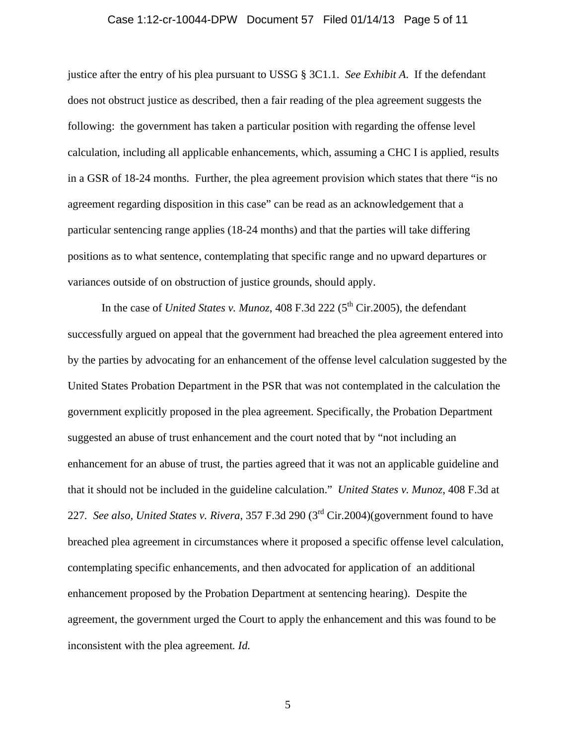justice after the entry of his plea pursuant to USSG § 3C1.1. *See Exhibit A*. If the defendant does not obstruct justice as described, then a fair reading of the plea agreement suggests the following: the government has taken a particular position with regarding the offense level calculation, including all applicable enhancements, which, assuming a CHC I is applied, results in a GSR of 18-24 months. Further, the plea agreement provision which states that there "is no agreement regarding disposition in this case" can be read as an acknowledgement that a particular sentencing range applies (18-24 months) and that the parties will take differing positions as to what sentence, contemplating that specific range and no upward departures or variances outside of on obstruction of justice grounds, should apply.

In the case of *United States v. Munoz*, 408 F.3d 222 (5th Cir.2005), the defendant successfully argued on appeal that the government had breached the plea agreement entered into by the parties by advocating for an enhancement of the offense level calculation suggested by the United States Probation Department in the PSR that was not contemplated in the calculation the government explicitly proposed in the plea agreement. Specifically, the Probation Department suggested an abuse of trust enhancement and the court noted that by "not including an enhancement for an abuse of trust, the parties agreed that it was not an applicable guideline and that it should not be included in the guideline calculation." *United States v. Munoz*, 408 F.3d at 227. *See also, United States v. Rivera*, 357 F.3d 290 (3rd Cir.2004)(government found to have breached plea agreement in circumstances where it proposed a specific offense level calculation, contemplating specific enhancements, and then advocated for application of an additional enhancement proposed by the Probation Department at sentencing hearing). Despite the agreement, the government urged the Court to apply the enhancement and this was found to be inconsistent with the plea agreement. *Id.*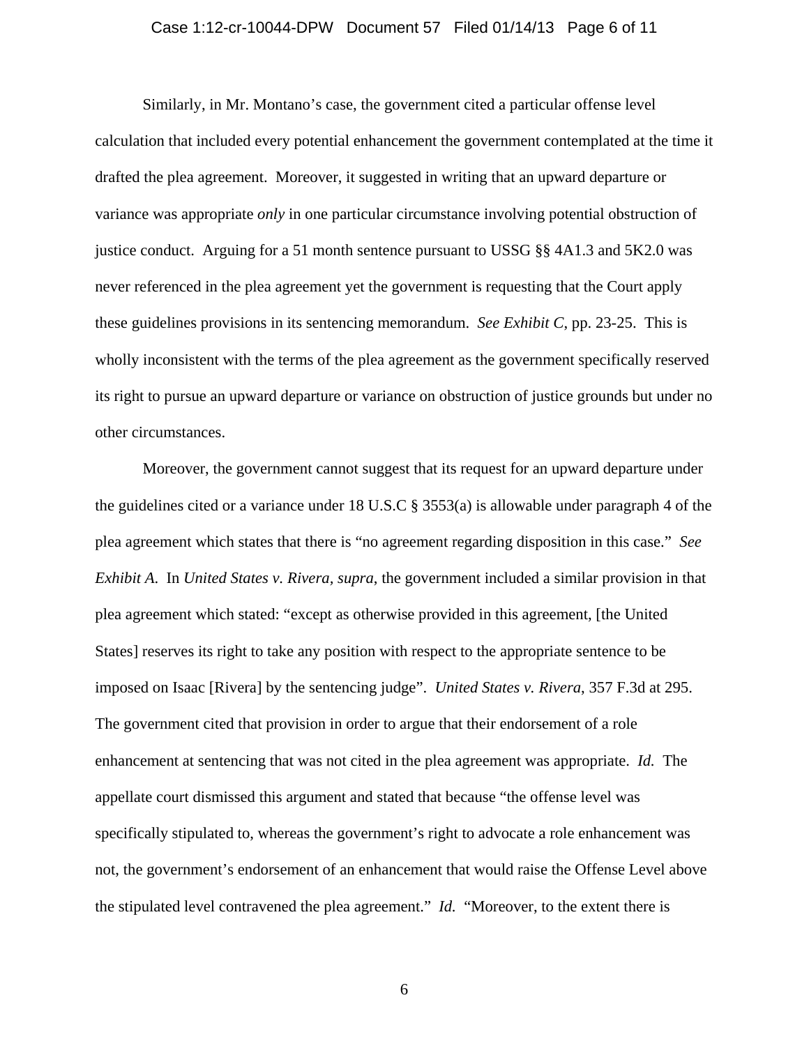Similarly, in Mr. Montano's case, the government cited a particular offense level calculation that included every potential enhancement the government contemplated at the time it drafted the plea agreement. Moreover, it suggested in writing that an upward departure or variance was appropriate *only* in one particular circumstance involving potential obstruction of justice conduct. Arguing for a 51 month sentence pursuant to USSG §§ 4A1.3 and 5K2.0 was never referenced in the plea agreement yet the government is requesting that the Court apply these guidelines provisions in its sentencing memorandum. *See Exhibit C*, pp. 23-25. This is wholly inconsistent with the terms of the plea agreement as the government specifically reserved its right to pursue an upward departure or variance on obstruction of justice grounds but under no other circumstances.

Moreover, the government cannot suggest that its request for an upward departure under the guidelines cited or a variance under 18 U.S.C § 3553(a) is allowable under paragraph 4 of the plea agreement which states that there is "no agreement regarding disposition in this case." *See Exhibit A*. In *United States v. Rivera*, *supra*, the government included a similar provision in that plea agreement which stated: "except as otherwise provided in this agreement, [the United States] reserves its right to take any position with respect to the appropriate sentence to be imposed on Isaac [Rivera] by the sentencing judge". *United States v. Rivera*, 357 F.3d at 295. The government cited that provision in order to argue that their endorsement of a role enhancement at sentencing that was not cited in the plea agreement was appropriate. *Id.* The appellate court dismissed this argument and stated that because "the offense level was specifically stipulated to, whereas the government's right to advocate a role enhancement was not, the government's endorsement of an enhancement that would raise the Offense Level above the stipulated level contravened the plea agreement." *Id.* "Moreover, to the extent there is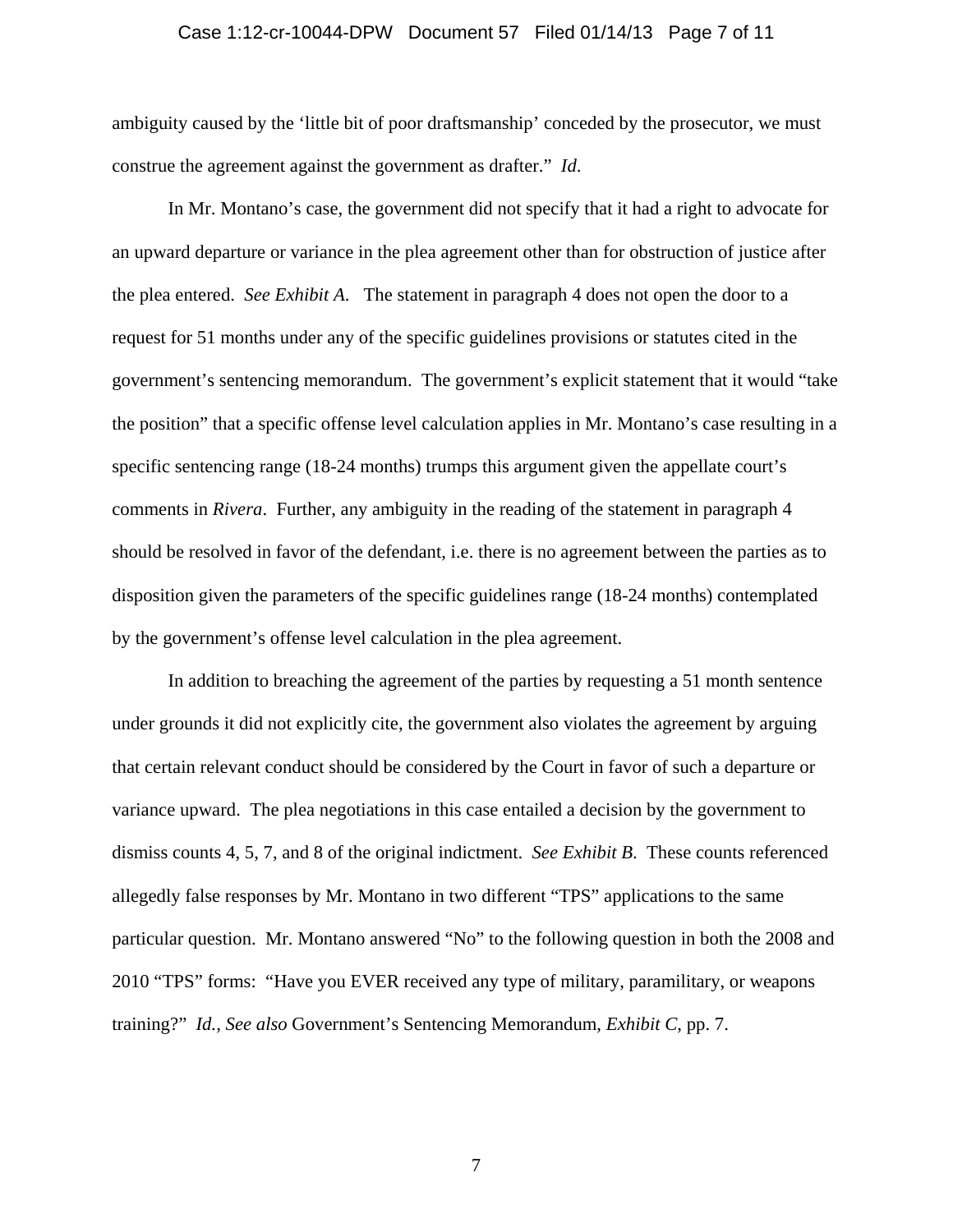ambiguity caused by the 'little bit of poor draftsmanship' conceded by the prosecutor, we must construe the agreement against the government as drafter." *Id.*

In Mr. Montano's case, the government did not specify that it had a right to advocate for an upward departure or variance in the plea agreement other than for obstruction of justice after the plea entered. *See Exhibit A.* The statement in paragraph 4 does not open the door to a request for 51 months under any of the specific guidelines provisions or statutes cited in the government's sentencing memorandum. The government's explicit statement that it would "take the position" that a specific offense level calculation applies in Mr. Montano's case resulting in a specific sentencing range (18-24 months) trumps this argument given the appellate court's comments in *Rivera*. Further, any ambiguity in the reading of the statement in paragraph 4 should be resolved in favor of the defendant, i.e. there is no agreement between the parties as to disposition given the parameters of the specific guidelines range (18-24 months) contemplated by the government's offense level calculation in the plea agreement.

In addition to breaching the agreement of the parties by requesting a 51 month sentence under grounds it did not explicitly cite, the government also violates the agreement by arguing that certain relevant conduct should be considered by the Court in favor of such a departure or variance upward. The plea negotiations in this case entailed a decision by the government to dismiss counts 4, 5, 7, and 8 of the original indictment. *See Exhibit B.* These counts referenced allegedly false responses by Mr. Montano in two different "TPS" applications to the same particular question. Mr. Montano answered "No" to the following question in both the 2008 and 2010 "TPS" forms: "Have you EVER received any type of military, paramilitary, or weapons training?" *Id.*, *See also* Government's Sentencing Memorandum, *Exhibit C*, pp. 7.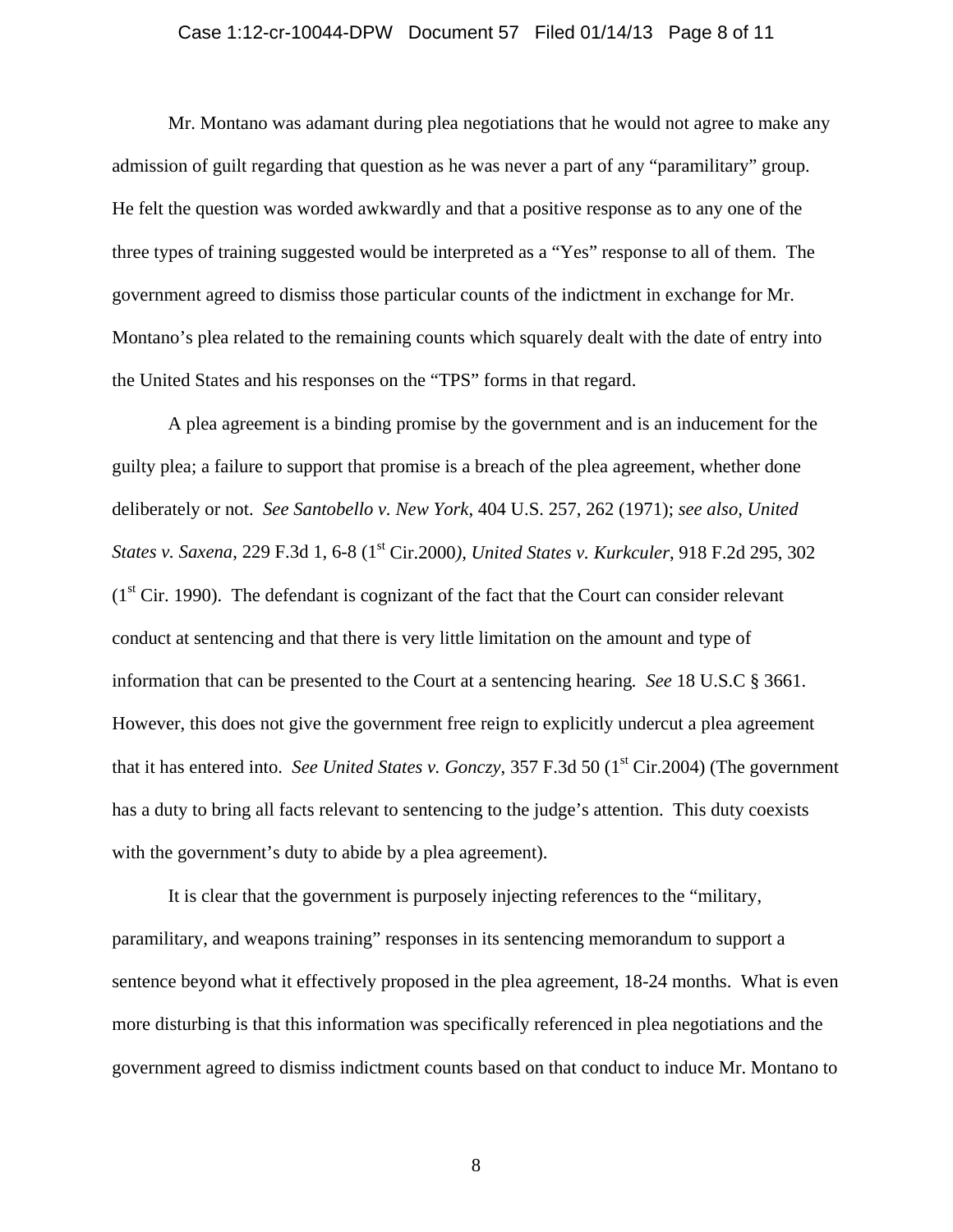Mr. Montano was adamant during plea negotiations that he would not agree to make any admission of guilt regarding that question as he was never a part of any "paramilitary" group. He felt the question was worded awkwardly and that a positive response as to any one of the three types of training suggested would be interpreted as a "Yes" response to all of them. The government agreed to dismiss those particular counts of the indictment in exchange for Mr. Montano's plea related to the remaining counts which squarely dealt with the date of entry into the United States and his responses on the "TPS" forms in that regard.

A plea agreement is a binding promise by the government and is an inducement for the guilty plea; a failure to support that promise is a breach of the plea agreement, whether done deliberately or not. *See Santobello v. New York*, 404 U.S. 257, 262 (1971); *see also*, *United States v. Saxena*, 229 F.3d 1, 6-8 (1st Cir.2000*), United States v. Kurkculer*, 918 F.2d 295, 302 (1st Cir. 1990). The defendant is cognizant of the fact that the Court can consider relevant conduct at sentencing and that there is very little limitation on the amount and type of information that can be presented to the Court at a sentencing hearing. *See* 18 U.S.C § 3661. However, this does not give the government free reign to explicitly undercut a plea agreement that it has entered into. *See United States v. Gonczy*, 357 F.3d 50 (1st Cir.2004) (The government has a duty to bring all facts relevant to sentencing to the judge's attention. This duty coexists with the government's duty to abide by a plea agreement).

It is clear that the government is purposely injecting references to the "military, paramilitary, and weapons training" responses in its sentencing memorandum to support a sentence beyond what it effectively proposed in the plea agreement, 18-24 months. What is even more disturbing is that this information was specifically referenced in plea negotiations and the government agreed to dismiss indictment counts based on that conduct to induce Mr. Montano to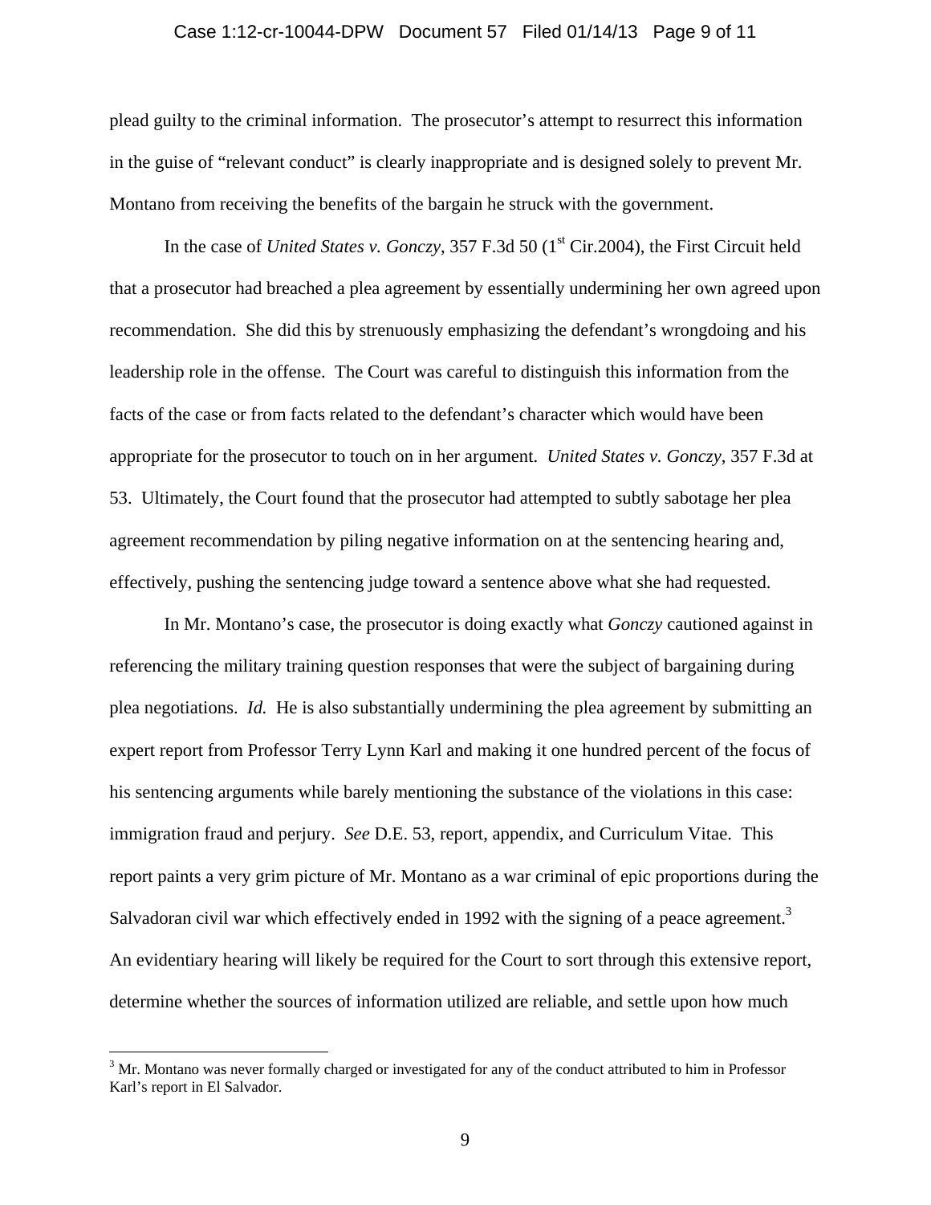plead guilty to the criminal information. The prosecutor's attempt to resurrect this information in the guise of "relevant conduct" is clearly inappropriate and is designed solely to prevent Mr. Montano from receiving the benefits of the bargain he struck with the government.

In the case of *United States v. Gonczy*, 357 F.3d 50 (1st Cir.2004), the First Circuit held that a prosecutor had breached a plea agreement by essentially undermining her own agreed upon recommendation. She did this by strenuously emphasizing the defendant's wrongdoing and his leadership role in the offense. The Court was careful to distinguish this information from the facts of the case or from facts related to the defendant's character which would have been appropriate for the prosecutor to touch on in her argument. *United States v. Gonczy*, 357 F.3d at 53. Ultimately, the Court found that the prosecutor had attempted to subtly sabotage her plea agreement recommendation by piling negative information on at the sentencing hearing and, effectively, pushing the sentencing judge toward a sentence above what she had requested.

In Mr. Montano's case, the prosecutor is doing exactly what *Gonczy* cautioned against in referencing the military training question responses that were the subject of bargaining during plea negotiations. *Id.* He is also substantially undermining the plea agreement by submitting an expert report from Professor Terry Lynn Karl and making it one hundred percent of the focus of his sentencing arguments while barely mentioning the substance of the violations in this case: immigration fraud and perjury. *See* D.E. 53, report, appendix, and Curriculum Vitae. This report paints a very grim picture of Mr. Montano as a war criminal of epic proportions during the Salvadoran civil war which effectively ended in 1992 with the signing of a peace agreement.[3] An evidentiary hearing will likely be required for the Court to sort through this extensive report, determine whether the sources of information utilized are reliable, and settle upon how much

---

[3] Mr. Montano was never formally charged or investigated for any of the conduct attributed to him in Professor Karl's report in El Salvador.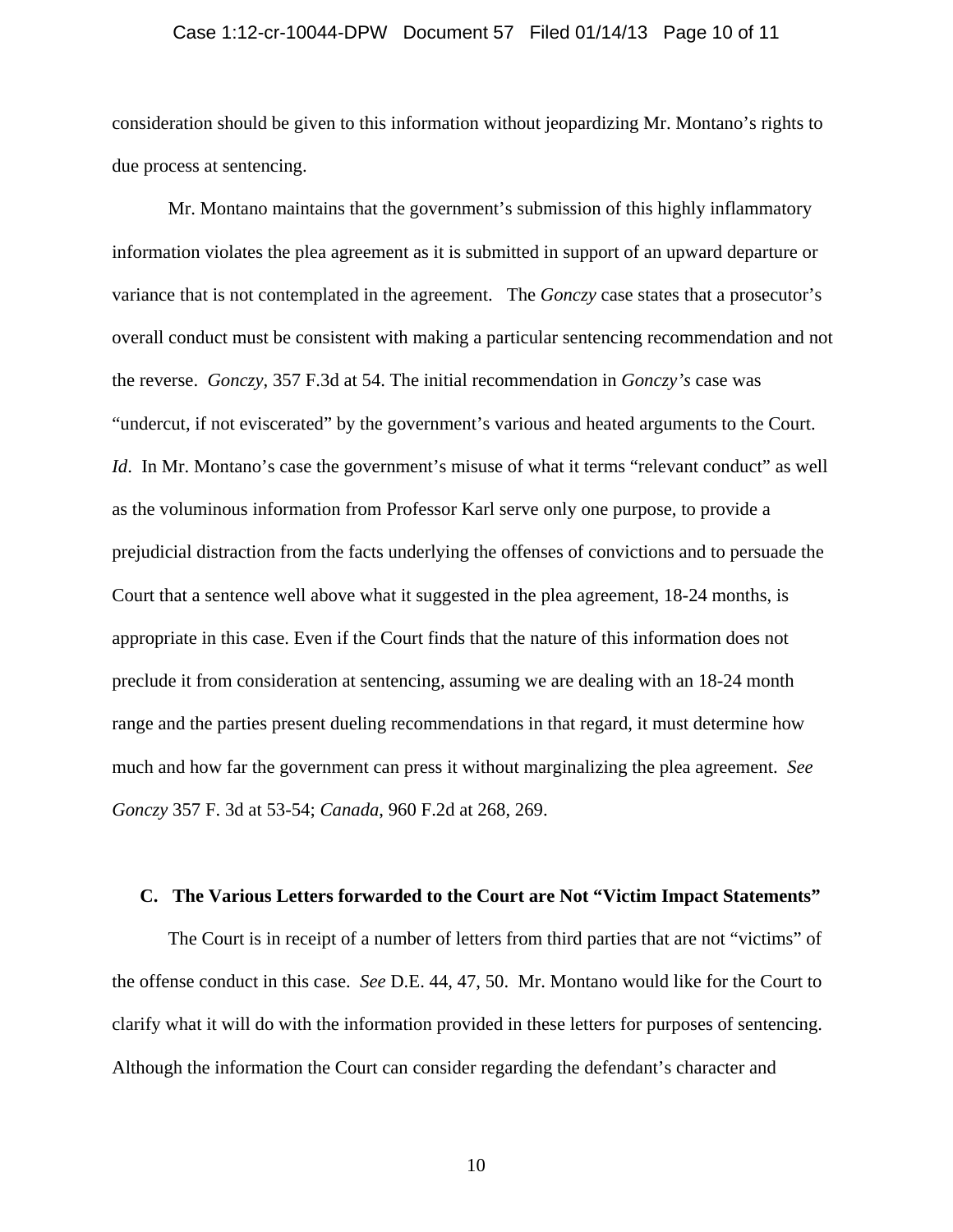consideration should be given to this information without jeopardizing Mr. Montano's rights to due process at sentencing.

Mr. Montano maintains that the government's submission of this highly inflammatory information violates the plea agreement as it is submitted in support of an upward departure or variance that is not contemplated in the agreement. The *Gonczy* case states that a prosecutor's overall conduct must be consistent with making a particular sentencing recommendation and not the reverse. *Gonczy*, 357 F.3d at 54. The initial recommendation in *Gonczy's* case was "undercut, if not eviscerated" by the government's various and heated arguments to the Court. *Id*. In Mr. Montano's case the government's misuse of what it terms "relevant conduct" as well as the voluminous information from Professor Karl serve only one purpose, to provide a prejudicial distraction from the facts underlying the offenses of convictions and to persuade the Court that a sentence well above what it suggested in the plea agreement, 18-24 months, is appropriate in this case. Even if the Court finds that the nature of this information does not preclude it from consideration at sentencing, assuming we are dealing with an 18-24 month range and the parties present dueling recommendations in that regard, it must determine how much and how far the government can press it without marginalizing the plea agreement. *See Gonczy* 357 F. 3d at 53-54; *Canada*, 960 F.2d at 268, 269.

### C. The Various Letters forwarded to the Court are Not "Victim Impact Statements"

The Court is in receipt of a number of letters from third parties that are not "victims" of the offense conduct in this case. *See* D.E. 44, 47, 50. Mr. Montano would like for the Court to clarify what it will do with the information provided in these letters for purposes of sentencing. Although the information the Court can consider regarding the defendant's character and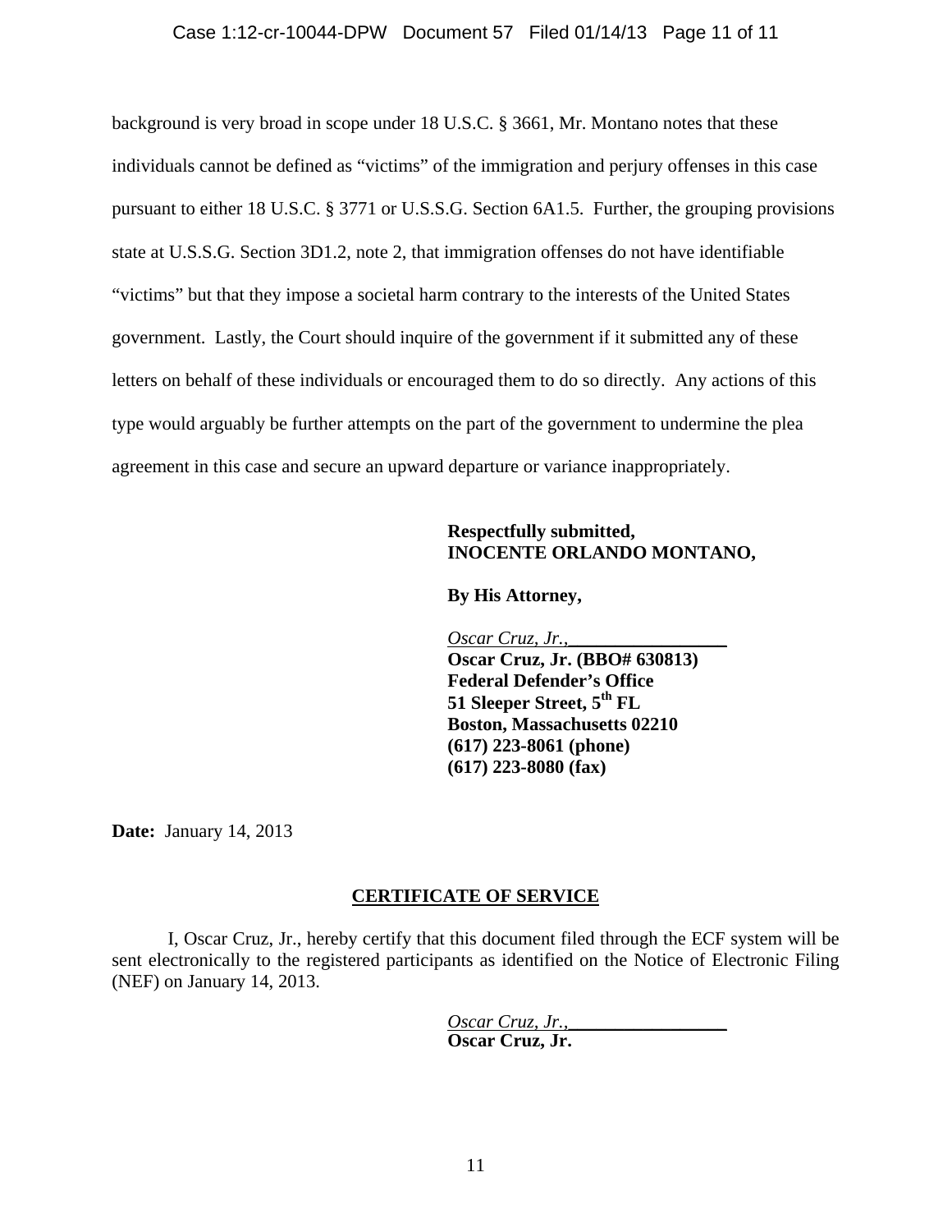background is very broad in scope under 18 U.S.C. § 3661, Mr. Montano notes that these individuals cannot be defined as "victims" of the immigration and perjury offenses in this case pursuant to either 18 U.S.C. § 3771 or U.S.S.G. Section 6A1.5. Further, the grouping provisions state at U.S.S.G. Section 3D1.2, note 2, that immigration offenses do not have identifiable "victims" but that they impose a societal harm contrary to the interests of the United States government. Lastly, the Court should inquire of the government if it submitted any of these letters on behalf of these individuals or encouraged them to do so directly. Any actions of this type would arguably be further attempts on the part of the government to undermine the plea agreement in this case and secure an upward departure or variance inappropriately.

**Respectfully submitted,**
**INOCENTE ORLANDO MONTANO,**

**By His Attorney,**

*Oscar Cruz, Jr.,*\_\_\_\_\_\_\_\_\_\_\_\_\_\_\_\_\_
**Oscar Cruz, Jr. (BBO# 630813)**
**Federal Defender's Office**
**51 Sleeper Street, 5th FL**
**Boston, Massachusetts 02210**
**(617) 223-8061 (phone)**
**(617) 223-8080 (fax)**

**Date:** January 14, 2013

## CERTIFICATE OF SERVICE

I, Oscar Cruz, Jr., hereby certify that this document filed through the ECF system will be sent electronically to the registered participants as identified on the Notice of Electronic Filing (NEF) on January 14, 2013.

*Oscar Cruz, Jr.,*\_\_\_\_\_\_\_\_\_\_\_\_\_\_\_\_\_
**Oscar Cruz, Jr.**